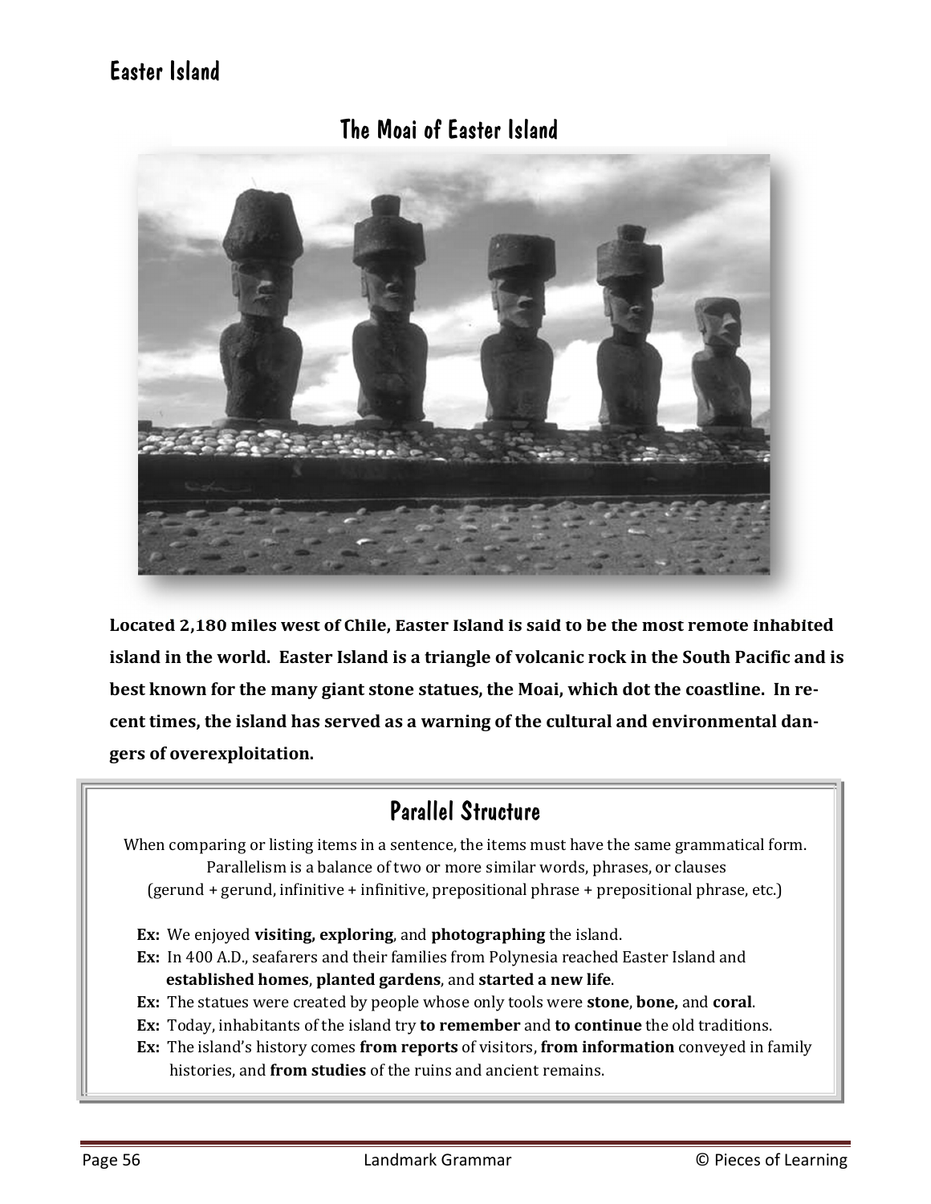# Easter Island

## The Moai of Easter Island

**Located 2,180 miles west of Chile, Easter Island is said to be the most remote inhabited island in the world. Easter Island is a triangle of volcanic rock in the South Pacific and is best known for the many giant stone statues, the Moai, which dot the coastline. In recent times, the island has served as a warning of the cultural and environmental dangers of overexploitation.**

## Parallel Structure

When comparing or listing items in a sentence, the items must have the same grammatical form. Parallelism is a balance of two or more similar words, phrases, or clauses (gerund + gerund, infinitive + infinitive, prepositional phrase + prepositional phrase, etc.)

**Ex:** We enjoyed **visiting, exploring**, and **photographing** the island.

**Ex:** In 400 A.D., seafarers and their families from Polynesia reached Easter Island and **established homes**, **planted gardens**, and **started a new life**.

**Ex:** The statues were created by people whose only tools were **stone**, **bone,** and **coral**.

**Ex:** Today, inhabitants of the island try **to remember** and **to continue** the old traditions.

**Ex:** The island's history comes **from reports** of visitors, **from information** conveyed in family histories, and **from studies** of the ruins and ancient remains.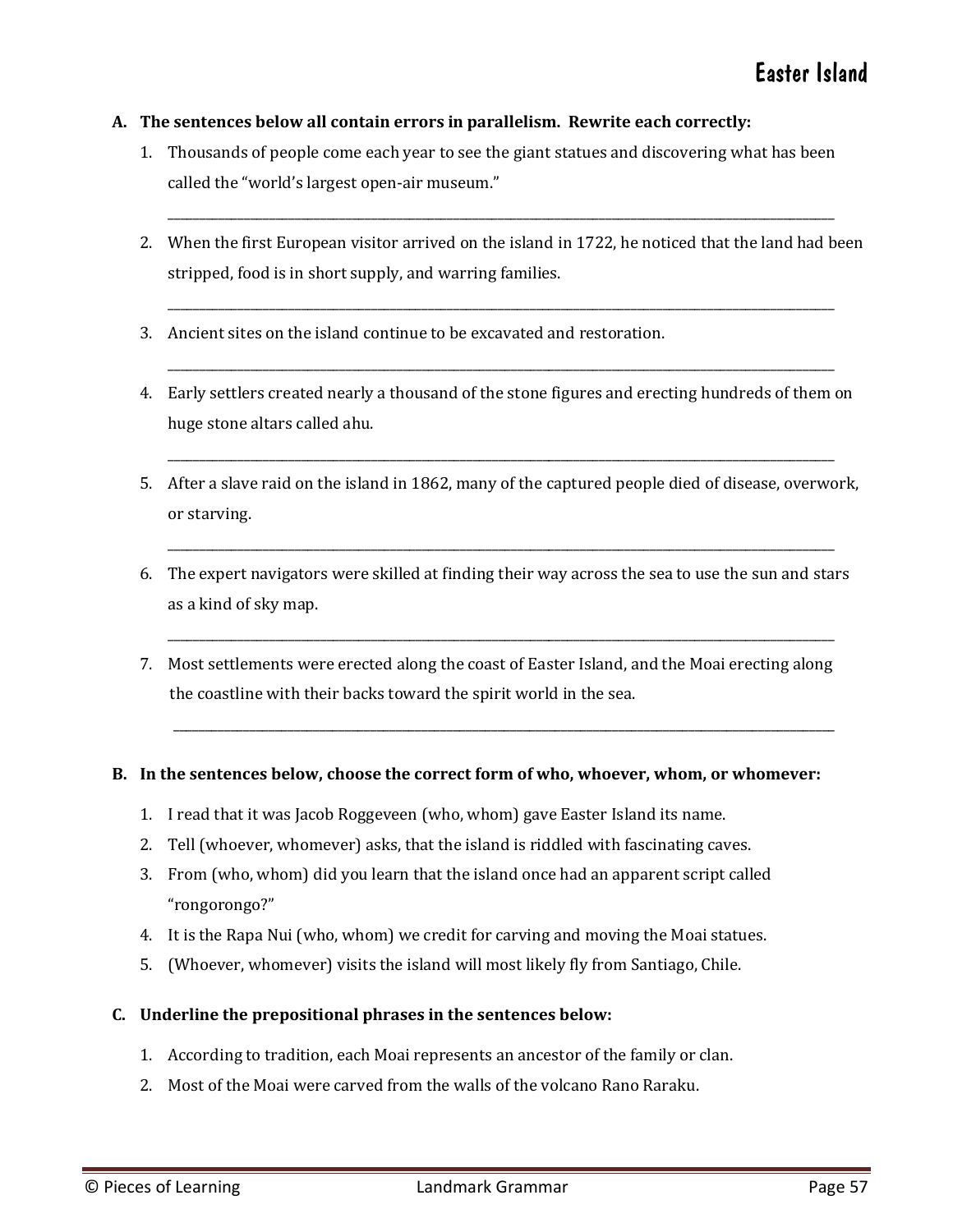# Easter Island

**A. The sentences below all contain errors in parallelism. Rewrite each correctly:**

1. Thousands of people come each year to see the giant statues and discovering what has been called the "world's largest open-air museum."

   ______________________________________________________________________________

2. When the first European visitor arrived on the island in 1722, he noticed that the land had been stripped, food is in short supply, and warring families.

   ______________________________________________________________________________

3. Ancient sites on the island continue to be excavated and restoration.

   ______________________________________________________________________________

4. Early settlers created nearly a thousand of the stone figures and erecting hundreds of them on huge stone altars called ahu.

   ______________________________________________________________________________

5. After a slave raid on the island in 1862, many of the captured people died of disease, overwork, or starving.

   ______________________________________________________________________________

6. The expert navigators were skilled at finding their way across the sea to use the sun and stars as a kind of sky map.

   ______________________________________________________________________________

7. Most settlements were erected along the coast of Easter Island, and the Moai erecting along the coastline with their backs toward the spirit world in the sea.

   ______________________________________________________________________________

**B. In the sentences below, choose the correct form of who, whoever, whom, or whomever:**

1. I read that it was Jacob Roggeveen (who, whom) gave Easter Island its name.
2. Tell (whoever, whomever) asks, that the island is riddled with fascinating caves.
3. From (who, whom) did you learn that the island once had an apparent script called "rongorongo?"
4. It is the Rapa Nui (who, whom) we credit for carving and moving the Moai statues.
5. (Whoever, whomever) visits the island will most likely fly from Santiago, Chile.

**C. Underline the prepositional phrases in the sentences below:**

1. According to tradition, each Moai represents an ancestor of the family or clan.
2. Most of the Moai were carved from the walls of the volcano Rano Raraku.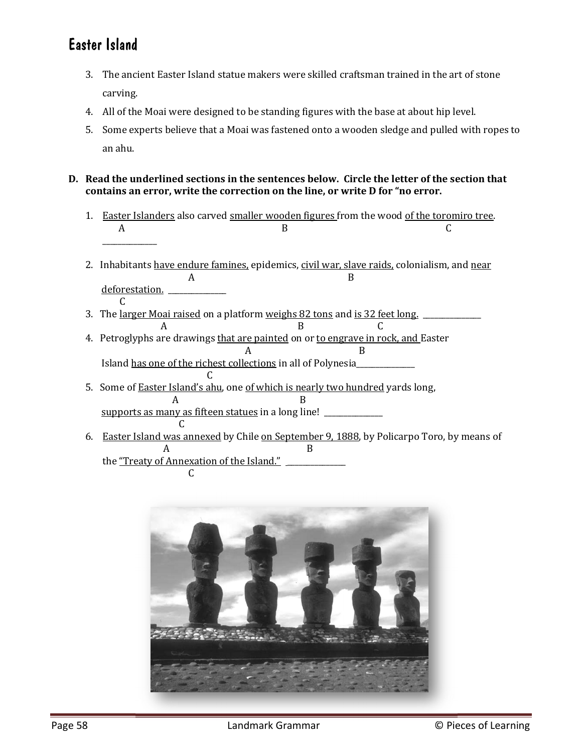# Easter Island

3. The ancient Easter Island statue makers were skilled craftsman trained in the art of stone carving.
4. All of the Moai were designed to be standing figures with the base at about hip level.
5. Some experts believe that a Moai was fastened onto a wooden sledge and pulled with ropes to an ahu.

**D. Read the underlined sections in the sentences below. Circle the letter of the section that contains an error, write the correction on the line, or write D for "no error.**

1. <u>Easter Islanders</u> (A) also carved <u>smaller wooden figures</u> (B) from the wood <u>of the toromiro tree</u> (C). ______________

2. Inhabitants <u>have endure famines,</u> (A) epidemics, <u>civil war, slave raids,</u> (B) colonialism, and <u>near deforestation.</u> (C) ______________

3. The <u>larger Moai raised</u> (A) on a platform <u>weighs 82 tons</u> (B) and <u>is 32 feet long.</u> (C) ______________

4. Petroglyphs are drawings <u>that are painted</u> (A) on or <u>to engrave in rock, and</u> (B) Easter Island <u>has one of the richest collections</u> (C) in all of Polynesia______________

5. Some of <u>Easter Island's ahu</u> (A), one <u>of which is nearly two hundred</u> (B) yards long, <u>supports as many as fifteen statues</u> (C) in a long line! ______________

6. <u>Easter Island was annexed</u> (A) by Chile <u>on September 9, 1888</u> (B), by Policarpo Toro, by means of the <u>"Treaty of Annexation of the Island."</u> (C) ______________